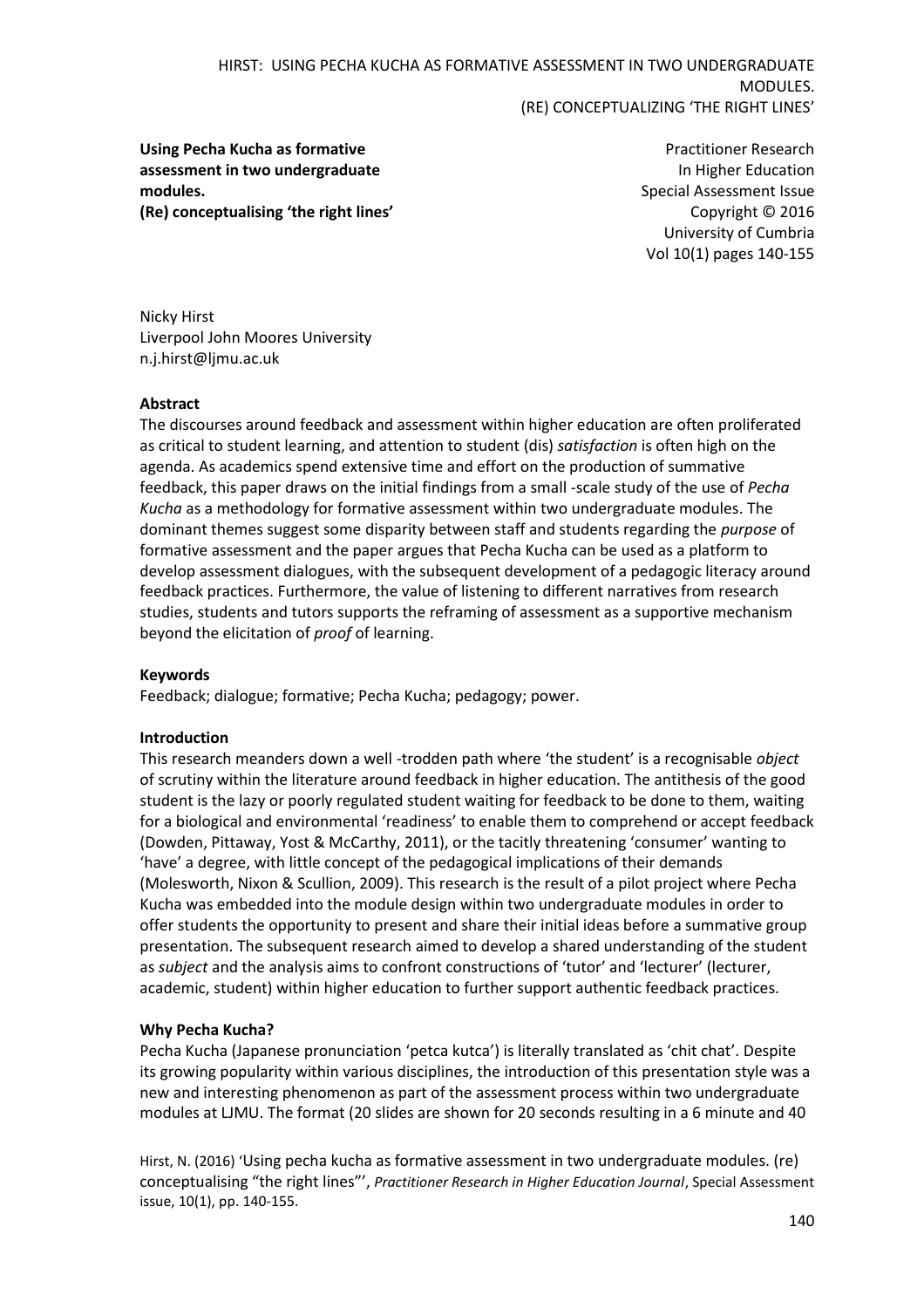**Using Pecha Kucha as formative assessment in two undergraduate modules.**
**(Re) conceptualising 'the right lines'**

Practitioner Research
In Higher Education
Special Assessment Issue
Copyright © 2016
University of Cumbria
Vol 10(1) pages 140-155

Nicky Hirst
Liverpool John Moores University
n.j.hirst@ljmu.ac.uk

**Abstract**

The discourses around feedback and assessment within higher education are often proliferated as critical to student learning, and attention to student (dis) *satisfaction* is often high on the agenda. As academics spend extensive time and effort on the production of summative feedback, this paper draws on the initial findings from a small -scale study of the use of *Pecha Kucha* as a methodology for formative assessment within two undergraduate modules. The dominant themes suggest some disparity between staff and students regarding the *purpose* of formative assessment and the paper argues that Pecha Kucha can be used as a platform to develop assessment dialogues, with the subsequent development of a pedagogic literacy around feedback practices. Furthermore, the value of listening to different narratives from research studies, students and tutors supports the reframing of assessment as a supportive mechanism beyond the elicitation of *proof* of learning.

**Keywords**

Feedback; dialogue; formative; Pecha Kucha; pedagogy; power.

**Introduction**

This research meanders down a well -trodden path where 'the student' is a recognisable *object* of scrutiny within the literature around feedback in higher education. The antithesis of the good student is the lazy or poorly regulated student waiting for feedback to be done to them, waiting for a biological and environmental 'readiness' to enable them to comprehend or accept feedback (Dowden, Pittaway, Yost & McCarthy, 2011), or the tacitly threatening 'consumer' wanting to 'have' a degree, with little concept of the pedagogical implications of their demands (Molesworth, Nixon & Scullion, 2009). This research is the result of a pilot project where Pecha Kucha was embedded into the module design within two undergraduate modules in order to offer students the opportunity to present and share their initial ideas before a summative group presentation. The subsequent research aimed to develop a shared understanding of the student as *subject* and the analysis aims to confront constructions of 'tutor' and 'lecturer' (lecturer, academic, student) within higher education to further support authentic feedback practices.

**Why Pecha Kucha?**

Pecha Kucha (Japanese pronunciation 'petca kutca') is literally translated as 'chit chat'. Despite its growing popularity within various disciplines, the introduction of this presentation style was a new and interesting phenomenon as part of the assessment process within two undergraduate modules at LJMU. The format (20 slides are shown for 20 seconds resulting in a 6 minute and 40

Hirst, N. (2016) 'Using pecha kucha as formative assessment in two undergraduate modules. (re) conceptualising "the right lines"', *Practitioner Research in Higher Education Journal*, Special Assessment issue, 10(1), pp. 140-155.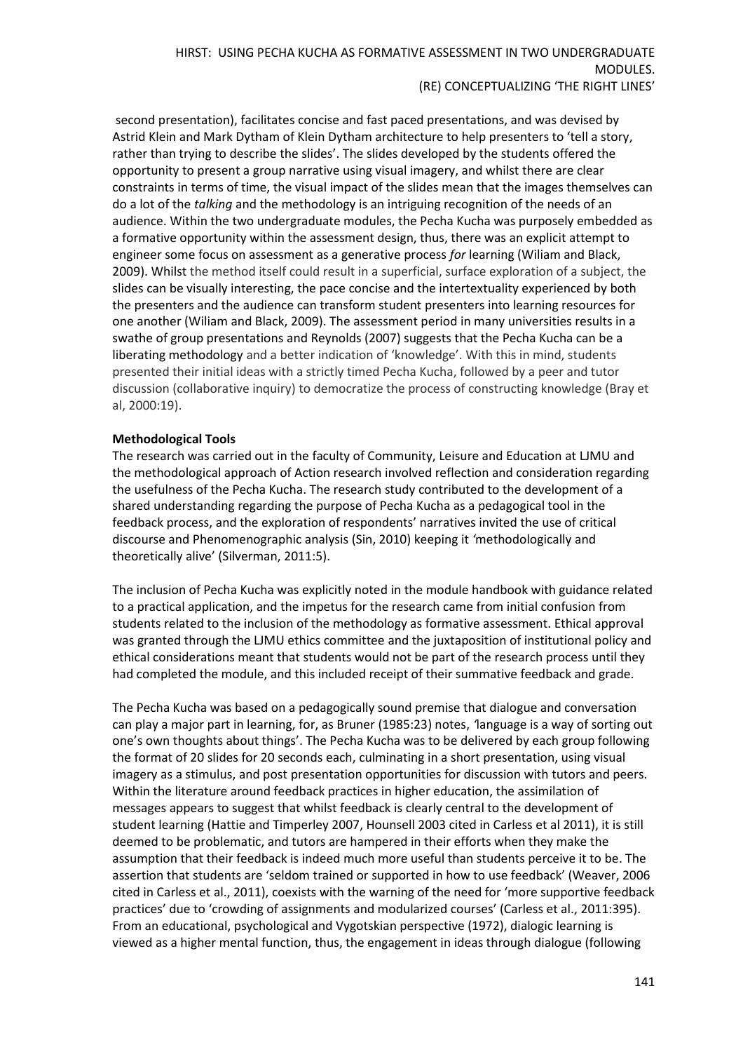second presentation), facilitates concise and fast paced presentations, and was devised by Astrid Klein and Mark Dytham of Klein Dytham architecture to help presenters to 'tell a story, rather than trying to describe the slides'. The slides developed by the students offered the opportunity to present a group narrative using visual imagery, and whilst there are clear constraints in terms of time, the visual impact of the slides mean that the images themselves can do a lot of the *talking* and the methodology is an intriguing recognition of the needs of an audience. Within the two undergraduate modules, the Pecha Kucha was purposely embedded as a formative opportunity within the assessment design, thus, there was an explicit attempt to engineer some focus on assessment as a generative process *for* learning (Wiliam and Black, 2009). Whilst the method itself could result in a superficial, surface exploration of a subject, the slides can be visually interesting, the pace concise and the intertextuality experienced by both the presenters and the audience can transform student presenters into learning resources for one another (Wiliam and Black, 2009). The assessment period in many universities results in a swathe of group presentations and Reynolds (2007) suggests that the Pecha Kucha can be a liberating methodology and a better indication of 'knowledge'. With this in mind, students presented their initial ideas with a strictly timed Pecha Kucha, followed by a peer and tutor discussion (collaborative inquiry) to democratize the process of constructing knowledge (Bray et al, 2000:19).

**Methodological Tools**

The research was carried out in the faculty of Community, Leisure and Education at LJMU and the methodological approach of Action research involved reflection and consideration regarding the usefulness of the Pecha Kucha. The research study contributed to the development of a shared understanding regarding the purpose of Pecha Kucha as a pedagogical tool in the feedback process, and the exploration of respondents' narratives invited the use of critical discourse and Phenomenographic analysis (Sin, 2010) keeping it *'*methodologically and theoretically alive' (Silverman, 2011:5).

The inclusion of Pecha Kucha was explicitly noted in the module handbook with guidance related to a practical application, and the impetus for the research came from initial confusion from students related to the inclusion of the methodology as formative assessment. Ethical approval was granted through the LJMU ethics committee and the juxtaposition of institutional policy and ethical considerations meant that students would not be part of the research process until they had completed the module, and this included receipt of their summative feedback and grade.

The Pecha Kucha was based on a pedagogically sound premise that dialogue and conversation can play a major part in learning, for, as Bruner (1985:23) notes, *'*language is a way of sorting out one's own thoughts about things'. The Pecha Kucha was to be delivered by each group following the format of 20 slides for 20 seconds each, culminating in a short presentation, using visual imagery as a stimulus, and post presentation opportunities for discussion with tutors and peers. Within the literature around feedback practices in higher education, the assimilation of messages appears to suggest that whilst feedback is clearly central to the development of student learning (Hattie and Timperley 2007, Hounsell 2003 cited in Carless et al 2011), it is still deemed to be problematic, and tutors are hampered in their efforts when they make the assumption that their feedback is indeed much more useful than students perceive it to be. The assertion that students are 'seldom trained or supported in how to use feedback' (Weaver, 2006 cited in Carless et al., 2011), coexists with the warning of the need for 'more supportive feedback practices' due to 'crowding of assignments and modularized courses' (Carless et al., 2011:395). From an educational, psychological and Vygotskian perspective (1972), dialogic learning is viewed as a higher mental function, thus, the engagement in ideas through dialogue (following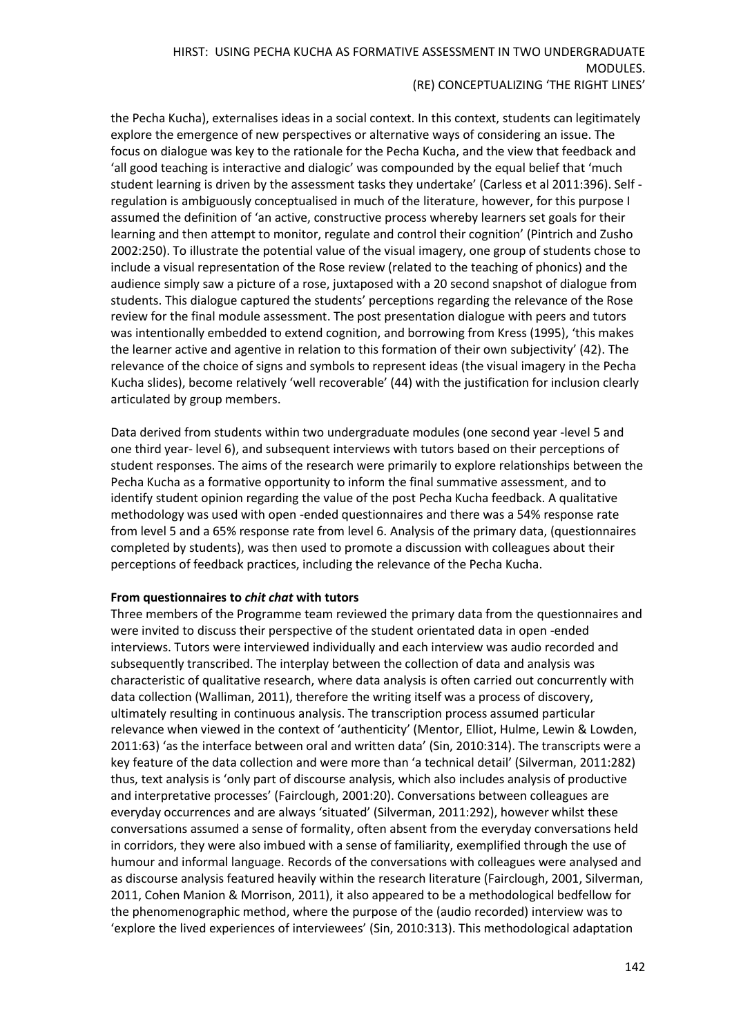the Pecha Kucha), externalises ideas in a social context. In this context, students can legitimately explore the emergence of new perspectives or alternative ways of considering an issue. The focus on dialogue was key to the rationale for the Pecha Kucha, and the view that feedback and 'all good teaching is interactive and dialogic' was compounded by the equal belief that 'much student learning is driven by the assessment tasks they undertake' (Carless et al 2011:396). Self - regulation is ambiguously conceptualised in much of the literature, however, for this purpose I assumed the definition of 'an active, constructive process whereby learners set goals for their learning and then attempt to monitor, regulate and control their cognition' (Pintrich and Zusho 2002:250). To illustrate the potential value of the visual imagery, one group of students chose to include a visual representation of the Rose review (related to the teaching of phonics) and the audience simply saw a picture of a rose, juxtaposed with a 20 second snapshot of dialogue from students. This dialogue captured the students' perceptions regarding the relevance of the Rose review for the final module assessment. The post presentation dialogue with peers and tutors was intentionally embedded to extend cognition, and borrowing from Kress (1995), 'this makes the learner active and agentive in relation to this formation of their own subjectivity' (42). The relevance of the choice of signs and symbols to represent ideas (the visual imagery in the Pecha Kucha slides), become relatively 'well recoverable' (44) with the justification for inclusion clearly articulated by group members.

Data derived from students within two undergraduate modules (one second year -level 5 and one third year- level 6), and subsequent interviews with tutors based on their perceptions of student responses. The aims of the research were primarily to explore relationships between the Pecha Kucha as a formative opportunity to inform the final summative assessment, and to identify student opinion regarding the value of the post Pecha Kucha feedback. A qualitative methodology was used with open -ended questionnaires and there was a 54% response rate from level 5 and a 65% response rate from level 6. Analysis of the primary data, (questionnaires completed by students), was then used to promote a discussion with colleagues about their perceptions of feedback practices, including the relevance of the Pecha Kucha.

**From questionnaires to *chit chat* with tutors**

Three members of the Programme team reviewed the primary data from the questionnaires and were invited to discuss their perspective of the student orientated data in open -ended interviews. Tutors were interviewed individually and each interview was audio recorded and subsequently transcribed. The interplay between the collection of data and analysis was characteristic of qualitative research, where data analysis is often carried out concurrently with data collection (Walliman, 2011), therefore the writing itself was a process of discovery, ultimately resulting in continuous analysis. The transcription process assumed particular relevance when viewed in the context of 'authenticity' (Mentor, Elliot, Hulme, Lewin & Lowden, 2011:63) 'as the interface between oral and written data' (Sin, 2010:314). The transcripts were a key feature of the data collection and were more than 'a technical detail' (Silverman, 2011:282) thus, text analysis is 'only part of discourse analysis, which also includes analysis of productive and interpretative processes' (Fairclough, 2001:20). Conversations between colleagues are everyday occurrences and are always 'situated' (Silverman, 2011:292), however whilst these conversations assumed a sense of formality, often absent from the everyday conversations held in corridors, they were also imbued with a sense of familiarity, exemplified through the use of humour and informal language. Records of the conversations with colleagues were analysed and as discourse analysis featured heavily within the research literature (Fairclough, 2001, Silverman, 2011, Cohen Manion & Morrison, 2011), it also appeared to be a methodological bedfellow for the phenomenographic method, where the purpose of the (audio recorded) interview was to 'explore the lived experiences of interviewees' (Sin, 2010:313). This methodological adaptation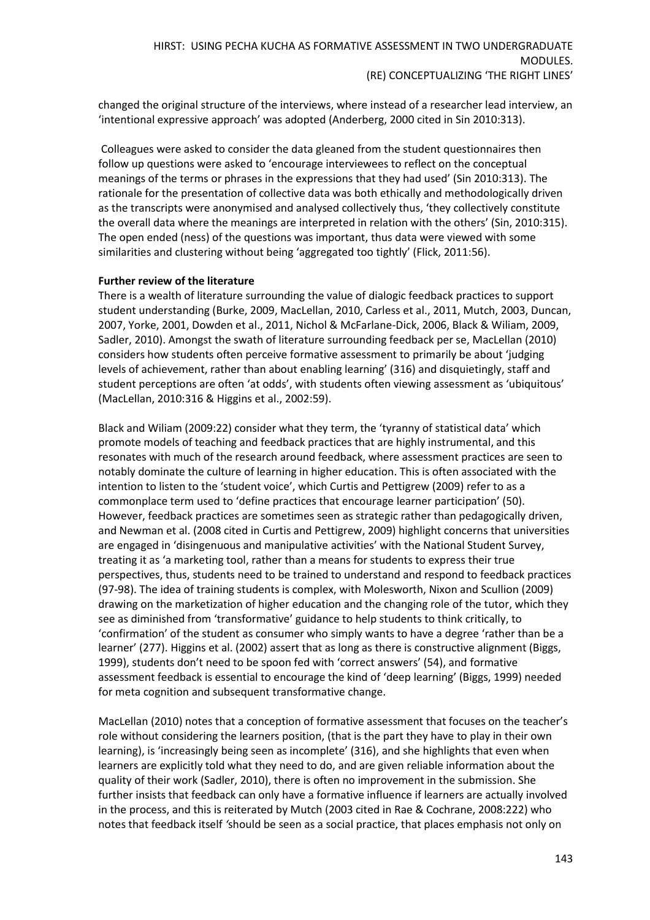changed the original structure of the interviews, where instead of a researcher lead interview, an 'intentional expressive approach' was adopted (Anderberg, 2000 cited in Sin 2010:313).

Colleagues were asked to consider the data gleaned from the student questionnaires then follow up questions were asked to 'encourage interviewees to reflect on the conceptual meanings of the terms or phrases in the expressions that they had used' (Sin 2010:313). The rationale for the presentation of collective data was both ethically and methodologically driven as the transcripts were anonymised and analysed collectively thus, 'they collectively constitute the overall data where the meanings are interpreted in relation with the others' (Sin, 2010:315). The open ended (ness) of the questions was important, thus data were viewed with some similarities and clustering without being 'aggregated too tightly' (Flick, 2011:56).

**Further review of the literature**

There is a wealth of literature surrounding the value of dialogic feedback practices to support student understanding (Burke, 2009, MacLellan, 2010, Carless et al., 2011, Mutch, 2003, Duncan, 2007, Yorke, 2001, Dowden et al., 2011, Nichol & McFarlane-Dick, 2006, Black & Wiliam, 2009, Sadler, 2010). Amongst the swath of literature surrounding feedback per se, MacLellan (2010) considers how students often perceive formative assessment to primarily be about 'judging levels of achievement, rather than about enabling learning' (316) and disquietingly, staff and student perceptions are often 'at odds', with students often viewing assessment as 'ubiquitous' (MacLellan, 2010:316 & Higgins et al., 2002:59).

Black and Wiliam (2009:22) consider what they term, the 'tyranny of statistical data' which promote models of teaching and feedback practices that are highly instrumental, and this resonates with much of the research around feedback, where assessment practices are seen to notably dominate the culture of learning in higher education. This is often associated with the intention to listen to the 'student voice', which Curtis and Pettigrew (2009) refer to as a commonplace term used to 'define practices that encourage learner participation' (50). However, feedback practices are sometimes seen as strategic rather than pedagogically driven, and Newman et al. (2008 cited in Curtis and Pettigrew, 2009) highlight concerns that universities are engaged in 'disingenuous and manipulative activities' with the National Student Survey, treating it as 'a marketing tool, rather than a means for students to express their true perspectives, thus, students need to be trained to understand and respond to feedback practices (97-98). The idea of training students is complex, with Molesworth, Nixon and Scullion (2009) drawing on the marketization of higher education and the changing role of the tutor, which they see as diminished from 'transformative' guidance to help students to think critically, to 'confirmation' of the student as consumer who simply wants to have a degree 'rather than be a learner' (277). Higgins et al. (2002) assert that as long as there is constructive alignment (Biggs, 1999), students don't need to be spoon fed with 'correct answers' (54), and formative assessment feedback is essential to encourage the kind of 'deep learning' (Biggs, 1999) needed for meta cognition and subsequent transformative change.

MacLellan (2010) notes that a conception of formative assessment that focuses on the teacher's role without considering the learners position, (that is the part they have to play in their own learning), is 'increasingly being seen as incomplete' (316), and she highlights that even when learners are explicitly told what they need to do, and are given reliable information about the quality of their work (Sadler, 2010), there is often no improvement in the submission. She further insists that feedback can only have a formative influence if learners are actually involved in the process, and this is reiterated by Mutch (2003 cited in Rae & Cochrane, 2008:222) who notes that feedback itself *'*should be seen as a social practice, that places emphasis not only on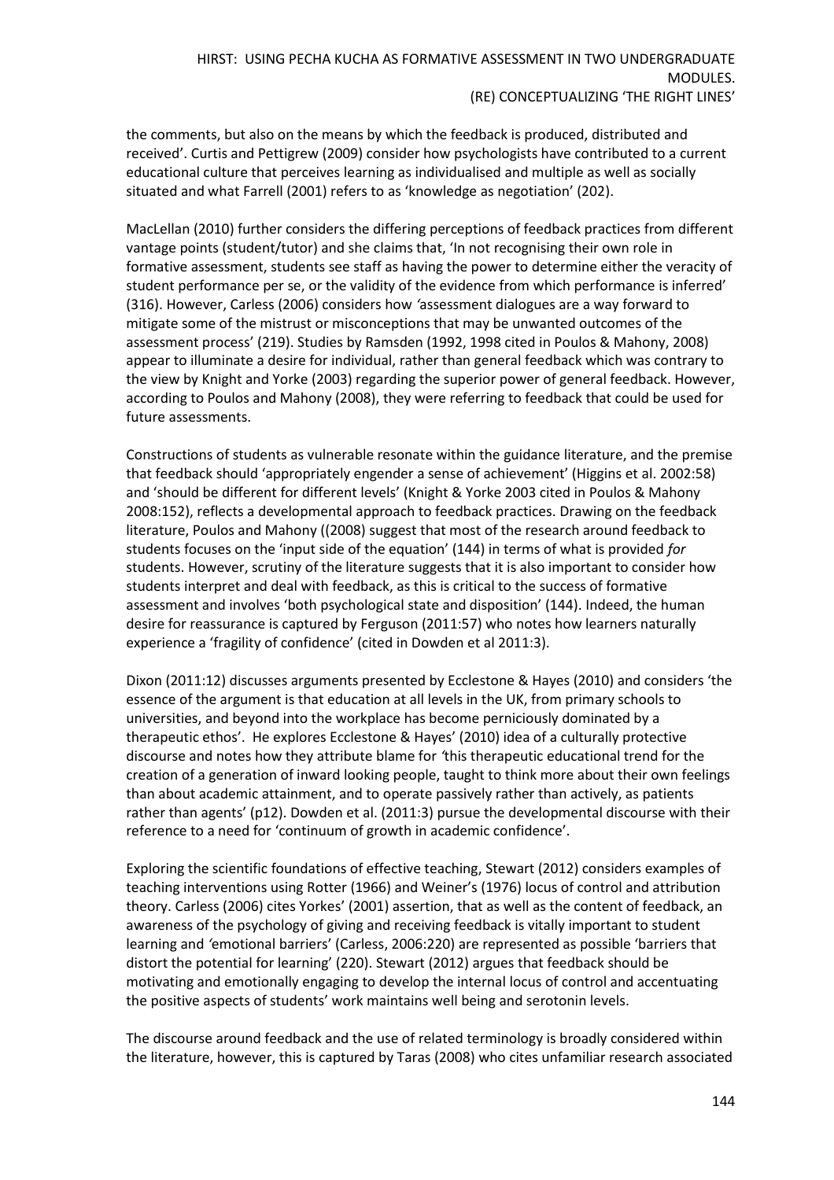the comments, but also on the means by which the feedback is produced, distributed and received'. Curtis and Pettigrew (2009) consider how psychologists have contributed to a current educational culture that perceives learning as individualised and multiple as well as socially situated and what Farrell (2001) refers to as 'knowledge as negotiation' (202).

MacLellan (2010) further considers the differing perceptions of feedback practices from different vantage points (student/tutor) and she claims that, 'In not recognising their own role in formative assessment, students see staff as having the power to determine either the veracity of student performance per se, or the validity of the evidence from which performance is inferred' (316). However, Carless (2006) considers how 'assessment dialogues are a way forward to mitigate some of the mistrust or misconceptions that may be unwanted outcomes of the assessment process' (219). Studies by Ramsden (1992, 1998 cited in Poulos & Mahony, 2008) appear to illuminate a desire for individual, rather than general feedback which was contrary to the view by Knight and Yorke (2003) regarding the superior power of general feedback. However, according to Poulos and Mahony (2008), they were referring to feedback that could be used for future assessments.

Constructions of students as vulnerable resonate within the guidance literature, and the premise that feedback should 'appropriately engender a sense of achievement' (Higgins et al. 2002:58) and 'should be different for different levels' (Knight & Yorke 2003 cited in Poulos & Mahony 2008:152), reflects a developmental approach to feedback practices. Drawing on the feedback literature, Poulos and Mahony ((2008) suggest that most of the research around feedback to students focuses on the 'input side of the equation' (144) in terms of what is provided *for* students. However, scrutiny of the literature suggests that it is also important to consider how students interpret and deal with feedback, as this is critical to the success of formative assessment and involves 'both psychological state and disposition' (144). Indeed, the human desire for reassurance is captured by Ferguson (2011:57) who notes how learners naturally experience a 'fragility of confidence' (cited in Dowden et al 2011:3).

Dixon (2011:12) discusses arguments presented by Ecclestone & Hayes (2010) and considers 'the essence of the argument is that education at all levels in the UK, from primary schools to universities, and beyond into the workplace has become perniciously dominated by a therapeutic ethos'. He explores Ecclestone & Hayes' (2010) idea of a culturally protective discourse and notes how they attribute blame for 'this therapeutic educational trend for the creation of a generation of inward looking people, taught to think more about their own feelings than about academic attainment, and to operate passively rather than actively, as patients rather than agents' (p12). Dowden et al. (2011:3) pursue the developmental discourse with their reference to a need for 'continuum of growth in academic confidence'.

Exploring the scientific foundations of effective teaching, Stewart (2012) considers examples of teaching interventions using Rotter (1966) and Weiner's (1976) locus of control and attribution theory. Carless (2006) cites Yorkes' (2001) assertion, that as well as the content of feedback, an awareness of the psychology of giving and receiving feedback is vitally important to student learning and 'emotional barriers' (Carless, 2006:220) are represented as possible 'barriers that distort the potential for learning' (220). Stewart (2012) argues that feedback should be motivating and emotionally engaging to develop the internal locus of control and accentuating the positive aspects of students' work maintains well being and serotonin levels.

The discourse around feedback and the use of related terminology is broadly considered within the literature, however, this is captured by Taras (2008) who cites unfamiliar research associated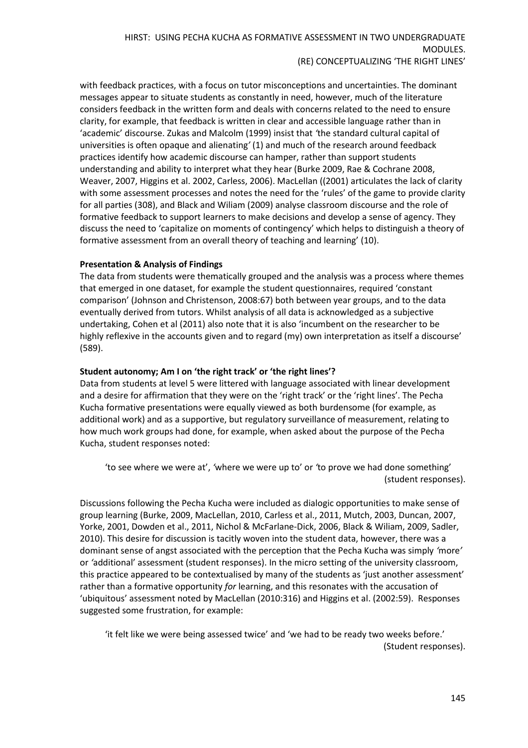with feedback practices, with a focus on tutor misconceptions and uncertainties. The dominant messages appear to situate students as constantly in need, however, much of the literature considers feedback in the written form and deals with concerns related to the need to ensure clarity, for example, that feedback is written in clear and accessible language rather than in 'academic' discourse. Zukas and Malcolm (1999) insist that *'*the standard cultural capital of universities is often opaque and alienating*'* (1) and much of the research around feedback practices identify how academic discourse can hamper, rather than support students understanding and ability to interpret what they hear (Burke 2009, Rae & Cochrane 2008, Weaver, 2007, Higgins et al. 2002, Carless, 2006). MacLellan ((2001) articulates the lack of clarity with some assessment processes and notes the need for the 'rules' of the game to provide clarity for all parties (308), and Black and Wiliam (2009) analyse classroom discourse and the role of formative feedback to support learners to make decisions and develop a sense of agency. They discuss the need to 'capitalize on moments of contingency' which helps to distinguish a theory of formative assessment from an overall theory of teaching and learning' (10).

**Presentation & Analysis of Findings**

The data from students were thematically grouped and the analysis was a process where themes that emerged in one dataset, for example the student questionnaires, required 'constant comparison' (Johnson and Christenson, 2008:67) both between year groups, and to the data eventually derived from tutors. Whilst analysis of all data is acknowledged as a subjective undertaking, Cohen et al (2011) also note that it is also 'incumbent on the researcher to be highly reflexive in the accounts given and to regard (my) own interpretation as itself a discourse' (589).

**Student autonomy; Am I on 'the right track' or 'the right lines'?**

Data from students at level 5 were littered with language associated with linear development and a desire for affirmation that they were on the 'right track' or the 'right lines'. The Pecha Kucha formative presentations were equally viewed as both burdensome (for example, as additional work) and as a supportive, but regulatory surveillance of measurement, relating to how much work groups had done, for example, when asked about the purpose of the Pecha Kucha, student responses noted:

> 'to see where we were at', *'*where we were up to' or *'*to prove we had done something' (student responses).

Discussions following the Pecha Kucha were included as dialogic opportunities to make sense of group learning (Burke, 2009, MacLellan, 2010, Carless et al., 2011, Mutch, 2003, Duncan, 2007, Yorke, 2001, Dowden et al., 2011, Nichol & McFarlane-Dick, 2006, Black & Wiliam, 2009, Sadler, 2010). This desire for discussion is tacitly woven into the student data, however, there was a dominant sense of angst associated with the perception that the Pecha Kucha was simply *'*more*'* or *'*additional' assessment (student responses). In the micro setting of the university classroom, this practice appeared to be contextualised by many of the students as 'just another assessment' rather than a formative opportunity *for* learning, and this resonates with the accusation of 'ubiquitous' assessment noted by MacLellan (2010:316) and Higgins et al. (2002:59). Responses suggested some frustration, for example:

> 'it felt like we were being assessed twice' and 'we had to be ready two weeks before.' (Student responses).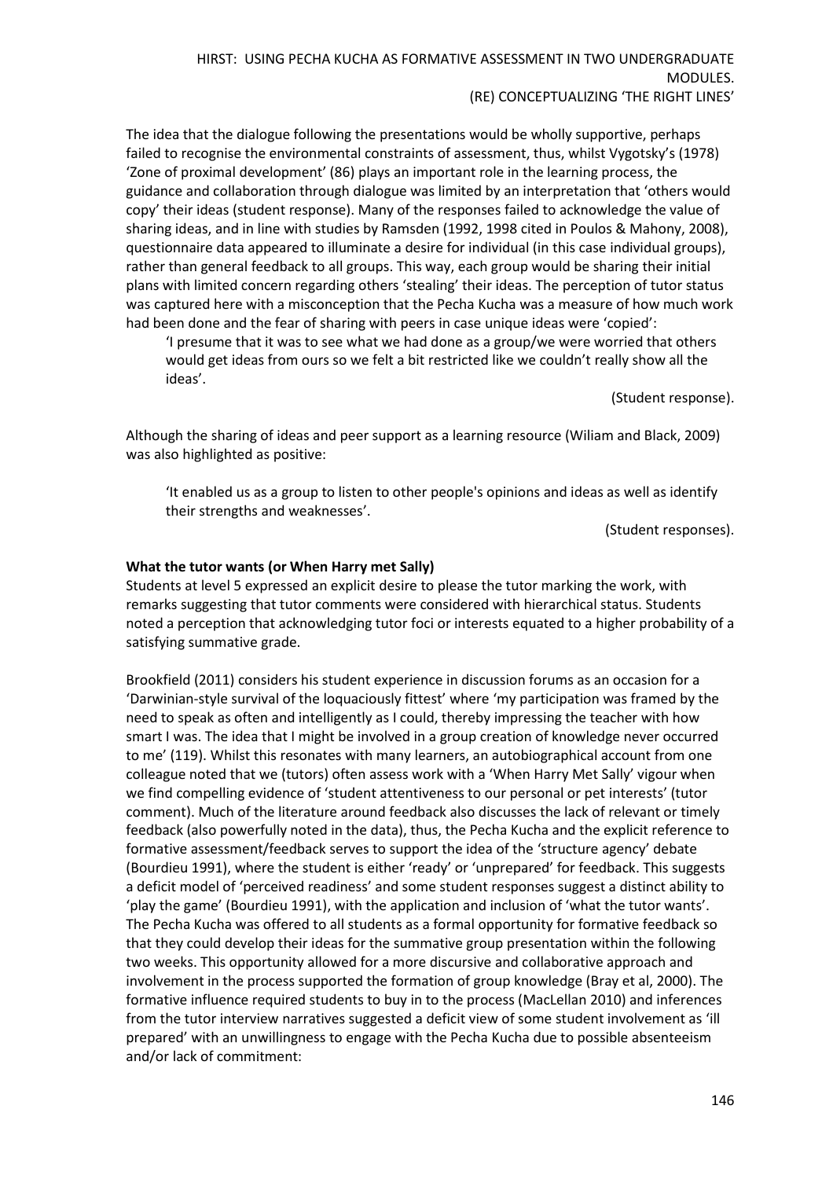The idea that the dialogue following the presentations would be wholly supportive, perhaps failed to recognise the environmental constraints of assessment, thus, whilst Vygotsky's (1978) 'Zone of proximal development' (86) plays an important role in the learning process, the guidance and collaboration through dialogue was limited by an interpretation that 'others would copy' their ideas (student response). Many of the responses failed to acknowledge the value of sharing ideas, and in line with studies by Ramsden (1992, 1998 cited in Poulos & Mahony, 2008), questionnaire data appeared to illuminate a desire for individual (in this case individual groups), rather than general feedback to all groups. This way, each group would be sharing their initial plans with limited concern regarding others 'stealing' their ideas. The perception of tutor status was captured here with a misconception that the Pecha Kucha was a measure of how much work had been done and the fear of sharing with peers in case unique ideas were 'copied':

> 'I presume that it was to see what we had done as a group/we were worried that others would get ideas from ours so we felt a bit restricted like we couldn't really show all the ideas'.
>
> (Student response).

Although the sharing of ideas and peer support as a learning resource (Wiliam and Black, 2009) was also highlighted as positive:

> 'It enabled us as a group to listen to other people's opinions and ideas as well as identify their strengths and weaknesses'.
>
> (Student responses).

**What the tutor wants (or When Harry met Sally)**

Students at level 5 expressed an explicit desire to please the tutor marking the work, with remarks suggesting that tutor comments were considered with hierarchical status. Students noted a perception that acknowledging tutor foci or interests equated to a higher probability of a satisfying summative grade.

Brookfield (2011) considers his student experience in discussion forums as an occasion for a 'Darwinian-style survival of the loquaciously fittest' where 'my participation was framed by the need to speak as often and intelligently as I could, thereby impressing the teacher with how smart I was. The idea that I might be involved in a group creation of knowledge never occurred to me' (119). Whilst this resonates with many learners, an autobiographical account from one colleague noted that we (tutors) often assess work with a 'When Harry Met Sally' vigour when we find compelling evidence of 'student attentiveness to our personal or pet interests' (tutor comment). Much of the literature around feedback also discusses the lack of relevant or timely feedback (also powerfully noted in the data), thus, the Pecha Kucha and the explicit reference to formative assessment/feedback serves to support the idea of the 'structure agency' debate (Bourdieu 1991), where the student is either 'ready' or 'unprepared' for feedback. This suggests a deficit model of 'perceived readiness' and some student responses suggest a distinct ability to 'play the game' (Bourdieu 1991), with the application and inclusion of 'what the tutor wants'. The Pecha Kucha was offered to all students as a formal opportunity for formative feedback so that they could develop their ideas for the summative group presentation within the following two weeks. This opportunity allowed for a more discursive and collaborative approach and involvement in the process supported the formation of group knowledge (Bray et al, 2000). The formative influence required students to buy in to the process (MacLellan 2010) and inferences from the tutor interview narratives suggested a deficit view of some student involvement as 'ill prepared' with an unwillingness to engage with the Pecha Kucha due to possible absenteeism and/or lack of commitment: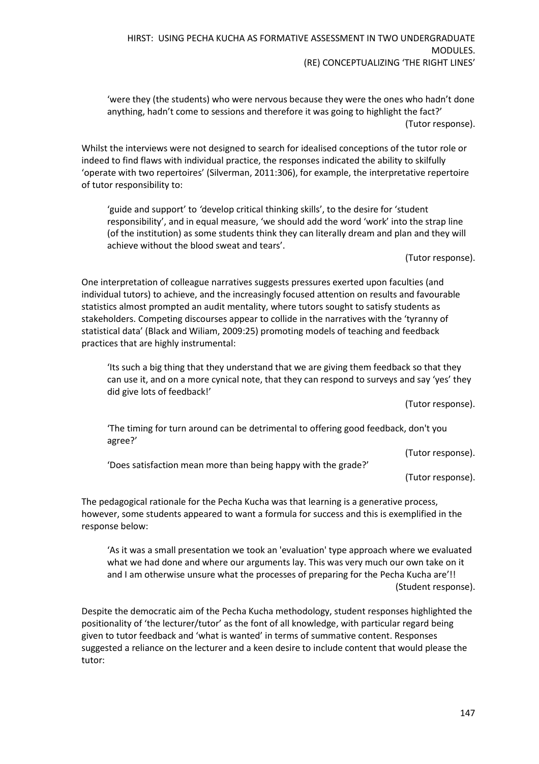'were they (the students) who were nervous because they were the ones who hadn't done anything, hadn't come to sessions and therefore it was going to highlight the fact?'

(Tutor response).

Whilst the interviews were not designed to search for idealised conceptions of the tutor role or indeed to find flaws with individual practice, the responses indicated the ability to skilfully 'operate with two repertoires' (Silverman, 2011:306), for example, the interpretative repertoire of tutor responsibility to:

> 'guide and support' to 'develop critical thinking skills', to the desire for 'student responsibility', and in equal measure, 'we should add the word 'work' into the strap line (of the institution) as some students think they can literally dream and plan and they will achieve without the blood sweat and tears'.
>
> (Tutor response).

One interpretation of colleague narratives suggests pressures exerted upon faculties (and individual tutors) to achieve, and the increasingly focused attention on results and favourable statistics almost prompted an audit mentality, where tutors sought to satisfy students as stakeholders. Competing discourses appear to collide in the narratives with the 'tyranny of statistical data' (Black and Wiliam, 2009:25) promoting models of teaching and feedback practices that are highly instrumental:

> 'Its such a big thing that they understand that we are giving them feedback so that they can use it, and on a more cynical note, that they can respond to surveys and say 'yes' they did give lots of feedback!'
>
> (Tutor response).

> 'The timing for turn around can be detrimental to offering good feedback, don't you agree?'
>
> (Tutor response).

> 'Does satisfaction mean more than being happy with the grade?'
>
> (Tutor response).

The pedagogical rationale for the Pecha Kucha was that learning is a generative process, however, some students appeared to want a formula for success and this is exemplified in the response below:

> 'As it was a small presentation we took an 'evaluation' type approach where we evaluated what we had done and where our arguments lay. This was very much our own take on it and I am otherwise unsure what the processes of preparing for the Pecha Kucha are'!!
>
> (Student response).

Despite the democratic aim of the Pecha Kucha methodology, student responses highlighted the positionality of 'the lecturer/tutor' as the font of all knowledge, with particular regard being given to tutor feedback and 'what is wanted' in terms of summative content. Responses suggested a reliance on the lecturer and a keen desire to include content that would please the tutor: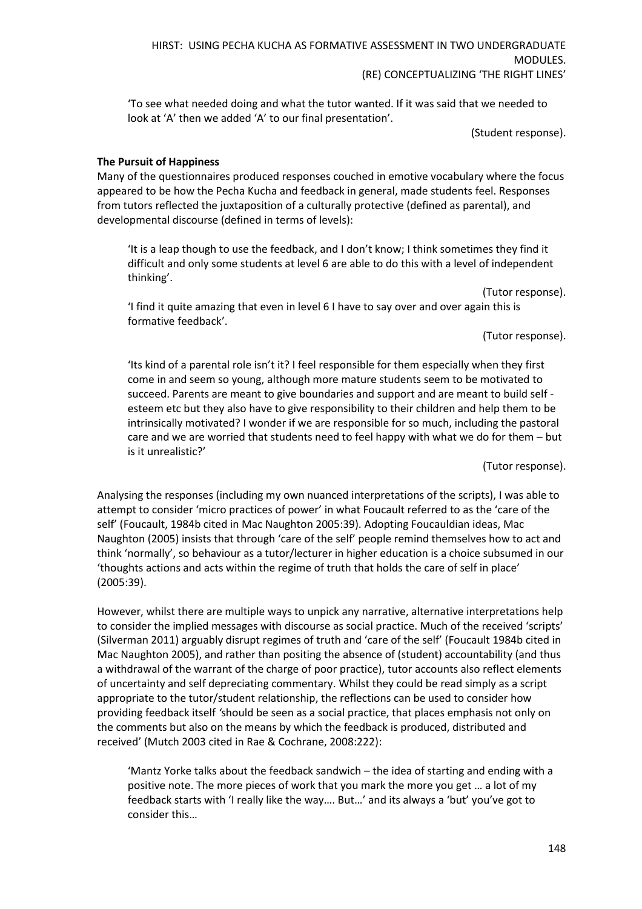'To see what needed doing and what the tutor wanted. If it was said that we needed to look at 'A' then we added 'A' to our final presentation'.

(Student response).

**The Pursuit of Happiness**

Many of the questionnaires produced responses couched in emotive vocabulary where the focus appeared to be how the Pecha Kucha and feedback in general, made students feel. Responses from tutors reflected the juxtaposition of a culturally protective (defined as parental), and developmental discourse (defined in terms of levels):

> 'It is a leap though to use the feedback, and I don't know; I think sometimes they find it difficult and only some students at level 6 are able to do this with a level of independent thinking'.
>
> (Tutor response).
>
> 'I find it quite amazing that even in level 6 I have to say over and over again this is formative feedback'.
>
> (Tutor response).
>
> 'Its kind of a parental role isn't it? I feel responsible for them especially when they first come in and seem so young, although more mature students seem to be motivated to succeed. Parents are meant to give boundaries and support and are meant to build self - esteem etc but they also have to give responsibility to their children and help them to be intrinsically motivated? I wonder if we are responsible for so much, including the pastoral care and we are worried that students need to feel happy with what we do for them – but is it unrealistic?'
>
> (Tutor response).

Analysing the responses (including my own nuanced interpretations of the scripts), I was able to attempt to consider 'micro practices of power' in what Foucault referred to as the 'care of the self' (Foucault, 1984b cited in Mac Naughton 2005:39). Adopting Foucauldian ideas, Mac Naughton (2005) insists that through 'care of the self' people remind themselves how to act and think 'normally', so behaviour as a tutor/lecturer in higher education is a choice subsumed in our 'thoughts actions and acts within the regime of truth that holds the care of self in place' (2005:39).

However, whilst there are multiple ways to unpick any narrative, alternative interpretations help to consider the implied messages with discourse as social practice. Much of the received 'scripts' (Silverman 2011) arguably disrupt regimes of truth and 'care of the self' (Foucault 1984b cited in Mac Naughton 2005), and rather than positing the absence of (student) accountability (and thus a withdrawal of the warrant of the charge of poor practice), tutor accounts also reflect elements of uncertainty and self depreciating commentary. Whilst they could be read simply as a script appropriate to the tutor/student relationship, the reflections can be used to consider how providing feedback itself *'*should be seen as a social practice, that places emphasis not only on the comments but also on the means by which the feedback is produced, distributed and received' (Mutch 2003 cited in Rae & Cochrane, 2008:222):

> 'Mantz Yorke talks about the feedback sandwich – the idea of starting and ending with a positive note. The more pieces of work that you mark the more you get … a lot of my feedback starts with 'I really like the way…. But…' and its always a 'but' you've got to consider this…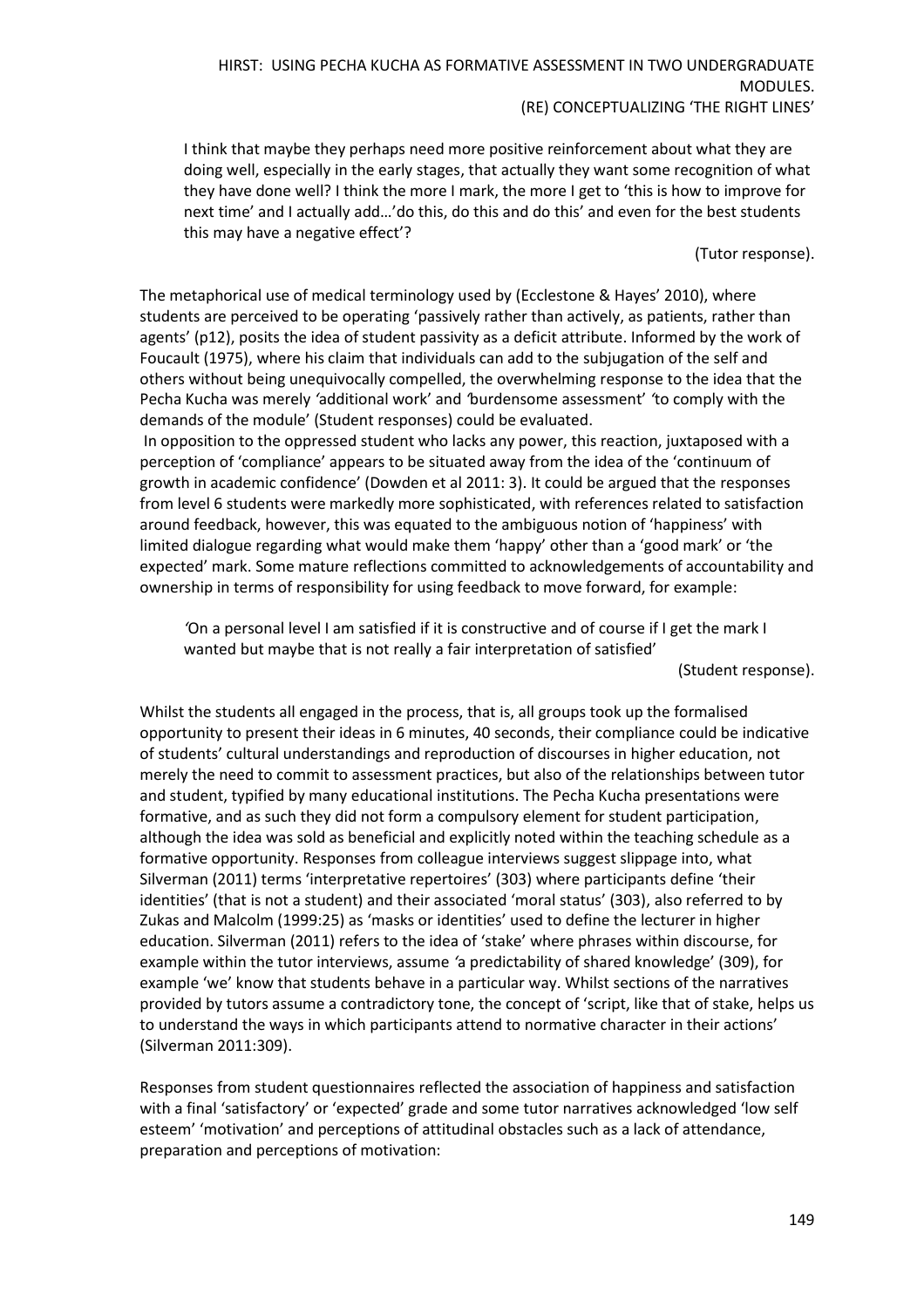> I think that maybe they perhaps need more positive reinforcement about what they are doing well, especially in the early stages, that actually they want some recognition of what they have done well? I think the more I mark, the more I get to 'this is how to improve for next time' and I actually add…'do this, do this and do this' and even for the best students this may have a negative effect'?
>
> (Tutor response).

The metaphorical use of medical terminology used by (Ecclestone & Hayes' 2010), where students are perceived to be operating 'passively rather than actively, as patients, rather than agents' (p12), posits the idea of student passivity as a deficit attribute. Informed by the work of Foucault (1975), where his claim that individuals can add to the subjugation of the self and others without being unequivocally compelled, the overwhelming response to the idea that the Pecha Kucha was merely *'*additional work' and *'*burdensome assessment' *'*to comply with the demands of the module' (Student responses) could be evaluated.

In opposition to the oppressed student who lacks any power, this reaction, juxtaposed with a perception of 'compliance' appears to be situated away from the idea of the 'continuum of growth in academic confidence' (Dowden et al 2011: 3). It could be argued that the responses from level 6 students were markedly more sophisticated, with references related to satisfaction around feedback, however, this was equated to the ambiguous notion of 'happiness' with limited dialogue regarding what would make them 'happy' other than a 'good mark' or 'the expected' mark. Some mature reflections committed to acknowledgements of accountability and ownership in terms of responsibility for using feedback to move forward, for example:

> *'*On a personal level I am satisfied if it is constructive and of course if I get the mark I wanted but maybe that is not really a fair interpretation of satisfied'
>
> (Student response).

Whilst the students all engaged in the process, that is, all groups took up the formalised opportunity to present their ideas in 6 minutes, 40 seconds, their compliance could be indicative of students' cultural understandings and reproduction of discourses in higher education, not merely the need to commit to assessment practices, but also of the relationships between tutor and student, typified by many educational institutions. The Pecha Kucha presentations were formative, and as such they did not form a compulsory element for student participation, although the idea was sold as beneficial and explicitly noted within the teaching schedule as a formative opportunity. Responses from colleague interviews suggest slippage into, what Silverman (2011) terms 'interpretative repertoires' (303) where participants define 'their identities' (that is not a student) and their associated 'moral status' (303), also referred to by Zukas and Malcolm (1999:25) as 'masks or identities' used to define the lecturer in higher education. Silverman (2011) refers to the idea of 'stake' where phrases within discourse, for example within the tutor interviews, assume *'*a predictability of shared knowledge' (309), for example 'we' know that students behave in a particular way. Whilst sections of the narratives provided by tutors assume a contradictory tone, the concept of 'script, like that of stake, helps us to understand the ways in which participants attend to normative character in their actions' (Silverman 2011:309).

Responses from student questionnaires reflected the association of happiness and satisfaction with a final 'satisfactory' or 'expected' grade and some tutor narratives acknowledged 'low self esteem' 'motivation' and perceptions of attitudinal obstacles such as a lack of attendance, preparation and perceptions of motivation: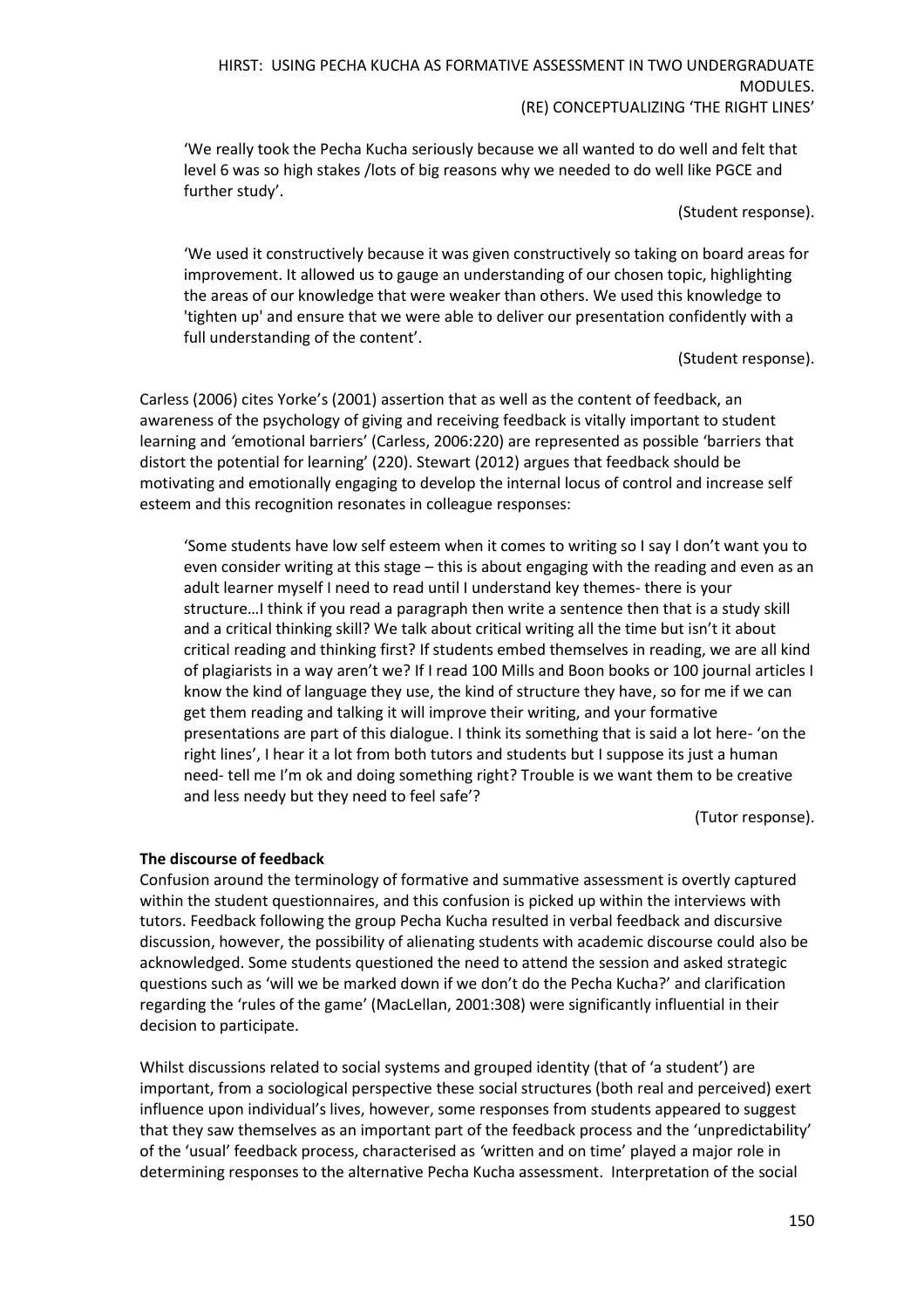'We really took the Pecha Kucha seriously because we all wanted to do well and felt that level 6 was so high stakes /lots of big reasons why we needed to do well like PGCE and further study'.

(Student response).

'We used it constructively because it was given constructively so taking on board areas for improvement. It allowed us to gauge an understanding of our chosen topic, highlighting the areas of our knowledge that were weaker than others. We used this knowledge to 'tighten up' and ensure that we were able to deliver our presentation confidently with a full understanding of the content'.

(Student response).

Carless (2006) cites Yorke's (2001) assertion that as well as the content of feedback, an awareness of the psychology of giving and receiving feedback is vitally important to student learning and *'*emotional barriers' (Carless, 2006:220) are represented as possible 'barriers that distort the potential for learning' (220). Stewart (2012) argues that feedback should be motivating and emotionally engaging to develop the internal locus of control and increase self esteem and this recognition resonates in colleague responses:

'Some students have low self esteem when it comes to writing so I say I don't want you to even consider writing at this stage – this is about engaging with the reading and even as an adult learner myself I need to read until I understand key themes- there is your structure…I think if you read a paragraph then write a sentence then that is a study skill and a critical thinking skill? We talk about critical writing all the time but isn't it about critical reading and thinking first? If students embed themselves in reading, we are all kind of plagiarists in a way aren't we? If I read 100 Mills and Boon books or 100 journal articles I know the kind of language they use, the kind of structure they have, so for me if we can get them reading and talking it will improve their writing, and your formative presentations are part of this dialogue. I think its something that is said a lot here- 'on the right lines', I hear it a lot from both tutors and students but I suppose its just a human need- tell me I'm ok and doing something right? Trouble is we want them to be creative and less needy but they need to feel safe'?

(Tutor response).

**The discourse of feedback**

Confusion around the terminology of formative and summative assessment is overtly captured within the student questionnaires, and this confusion is picked up within the interviews with tutors. Feedback following the group Pecha Kucha resulted in verbal feedback and discursive discussion, however, the possibility of alienating students with academic discourse could also be acknowledged. Some students questioned the need to attend the session and asked strategic questions such as 'will we be marked down if we don't do the Pecha Kucha?' and clarification regarding the 'rules of the game' (MacLellan, 2001:308) were significantly influential in their decision to participate.

Whilst discussions related to social systems and grouped identity (that of 'a student') are important, from a sociological perspective these social structures (both real and perceived) exert influence upon individual's lives, however, some responses from students appeared to suggest that they saw themselves as an important part of the feedback process and the 'unpredictability' of the 'usual' feedback process, characterised as *'*written and on time' played a major role in determining responses to the alternative Pecha Kucha assessment. Interpretation of the social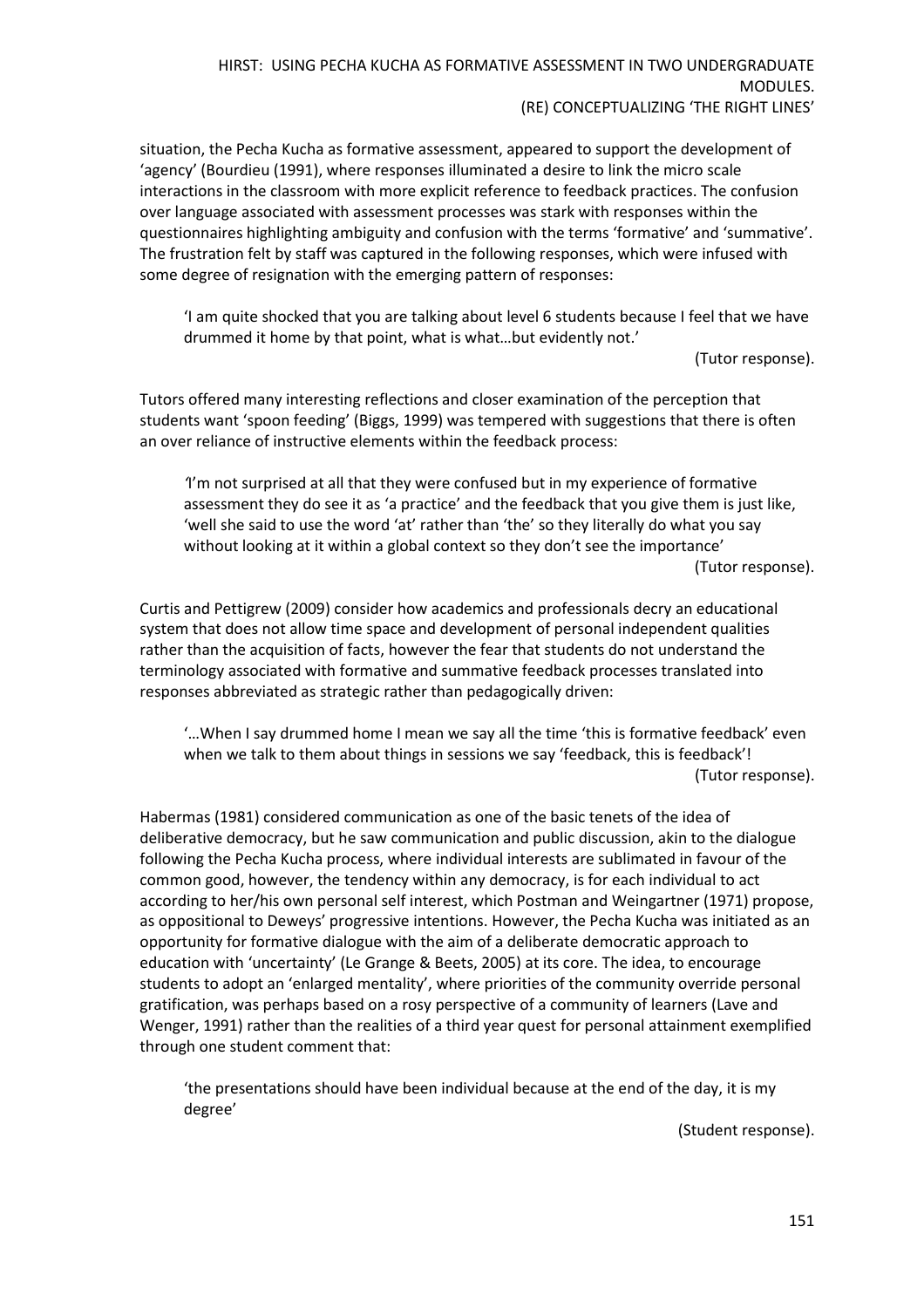situation, the Pecha Kucha as formative assessment, appeared to support the development of 'agency' (Bourdieu (1991), where responses illuminated a desire to link the micro scale interactions in the classroom with more explicit reference to feedback practices. The confusion over language associated with assessment processes was stark with responses within the questionnaires highlighting ambiguity and confusion with the terms 'formative' and 'summative'. The frustration felt by staff was captured in the following responses, which were infused with some degree of resignation with the emerging pattern of responses:

> 'I am quite shocked that you are talking about level 6 students because I feel that we have drummed it home by that point, what is what…but evidently not.'
>
> (Tutor response).

Tutors offered many interesting reflections and closer examination of the perception that students want 'spoon feeding' (Biggs, 1999) was tempered with suggestions that there is often an over reliance of instructive elements within the feedback process:

> *'*I'm not surprised at all that they were confused but in my experience of formative assessment they do see it as 'a practice' and the feedback that you give them is just like, 'well she said to use the word 'at' rather than 'the' so they literally do what you say without looking at it within a global context so they don't see the importance'
>
> (Tutor response).

Curtis and Pettigrew (2009) consider how academics and professionals decry an educational system that does not allow time space and development of personal independent qualities rather than the acquisition of facts, however the fear that students do not understand the terminology associated with formative and summative feedback processes translated into responses abbreviated as strategic rather than pedagogically driven:

> '…When I say drummed home I mean we say all the time 'this is formative feedback' even when we talk to them about things in sessions we say 'feedback, this is feedback'!
>
> (Tutor response).

Habermas (1981) considered communication as one of the basic tenets of the idea of deliberative democracy, but he saw communication and public discussion, akin to the dialogue following the Pecha Kucha process, where individual interests are sublimated in favour of the common good, however, the tendency within any democracy, is for each individual to act according to her/his own personal self interest, which Postman and Weingartner (1971) propose, as oppositional to Deweys' progressive intentions. However, the Pecha Kucha was initiated as an opportunity for formative dialogue with the aim of a deliberate democratic approach to education with 'uncertainty' (Le Grange & Beets, 2005) at its core. The idea, to encourage students to adopt an 'enlarged mentality', where priorities of the community override personal gratification, was perhaps based on a rosy perspective of a community of learners (Lave and Wenger, 1991) rather than the realities of a third year quest for personal attainment exemplified through one student comment that:

> 'the presentations should have been individual because at the end of the day, it is my degree'
>
> (Student response).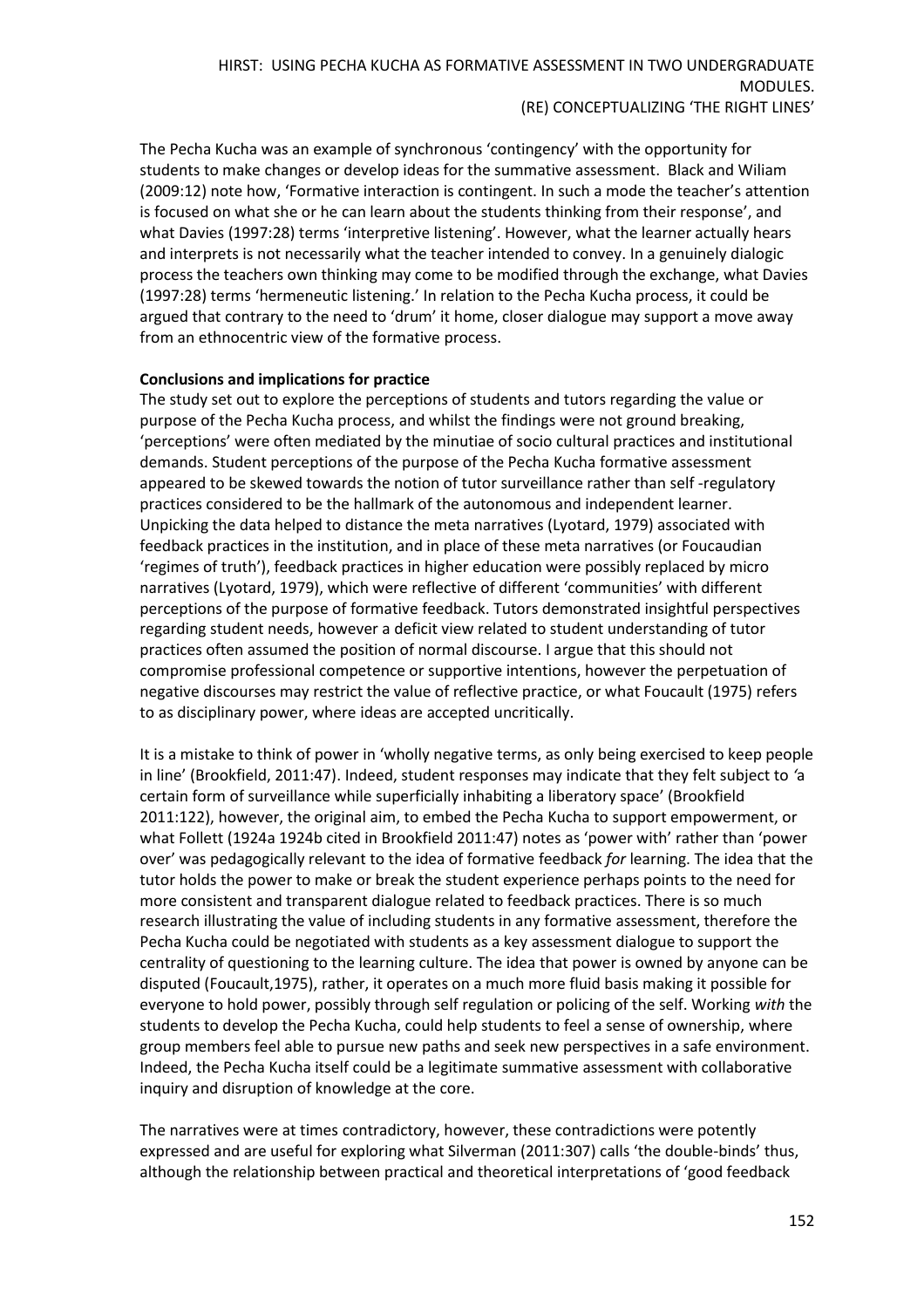The Pecha Kucha was an example of synchronous 'contingency' with the opportunity for students to make changes or develop ideas for the summative assessment. Black and Wiliam (2009:12) note how, 'Formative interaction is contingent. In such a mode the teacher's attention is focused on what she or he can learn about the students thinking from their response', and what Davies (1997:28) terms 'interpretive listening'. However, what the learner actually hears and interprets is not necessarily what the teacher intended to convey. In a genuinely dialogic process the teachers own thinking may come to be modified through the exchange, what Davies (1997:28) terms 'hermeneutic listening.' In relation to the Pecha Kucha process, it could be argued that contrary to the need to 'drum' it home, closer dialogue may support a move away from an ethnocentric view of the formative process.

**Conclusions and implications for practice**

The study set out to explore the perceptions of students and tutors regarding the value or purpose of the Pecha Kucha process, and whilst the findings were not ground breaking, 'perceptions' were often mediated by the minutiae of socio cultural practices and institutional demands. Student perceptions of the purpose of the Pecha Kucha formative assessment appeared to be skewed towards the notion of tutor surveillance rather than self -regulatory practices considered to be the hallmark of the autonomous and independent learner. Unpicking the data helped to distance the meta narratives (Lyotard, 1979) associated with feedback practices in the institution, and in place of these meta narratives (or Foucaudian 'regimes of truth'), feedback practices in higher education were possibly replaced by micro narratives (Lyotard, 1979), which were reflective of different 'communities' with different perceptions of the purpose of formative feedback. Tutors demonstrated insightful perspectives regarding student needs, however a deficit view related to student understanding of tutor practices often assumed the position of normal discourse. I argue that this should not compromise professional competence or supportive intentions, however the perpetuation of negative discourses may restrict the value of reflective practice, or what Foucault (1975) refers to as disciplinary power, where ideas are accepted uncritically.

It is a mistake to think of power in 'wholly negative terms, as only being exercised to keep people in line' (Brookfield, 2011:47). Indeed, student responses may indicate that they felt subject to *'*a certain form of surveillance while superficially inhabiting a liberatory space' (Brookfield 2011:122), however, the original aim, to embed the Pecha Kucha to support empowerment, or what Follett (1924a 1924b cited in Brookfield 2011:47) notes as 'power with' rather than 'power over' was pedagogically relevant to the idea of formative feedback *for* learning. The idea that the tutor holds the power to make or break the student experience perhaps points to the need for more consistent and transparent dialogue related to feedback practices. There is so much research illustrating the value of including students in any formative assessment, therefore the Pecha Kucha could be negotiated with students as a key assessment dialogue to support the centrality of questioning to the learning culture. The idea that power is owned by anyone can be disputed (Foucault,1975), rather, it operates on a much more fluid basis making it possible for everyone to hold power, possibly through self regulation or policing of the self. Working *with* the students to develop the Pecha Kucha, could help students to feel a sense of ownership, where group members feel able to pursue new paths and seek new perspectives in a safe environment. Indeed, the Pecha Kucha itself could be a legitimate summative assessment with collaborative inquiry and disruption of knowledge at the core.

The narratives were at times contradictory, however, these contradictions were potently expressed and are useful for exploring what Silverman (2011:307) calls 'the double-binds' thus, although the relationship between practical and theoretical interpretations of 'good feedback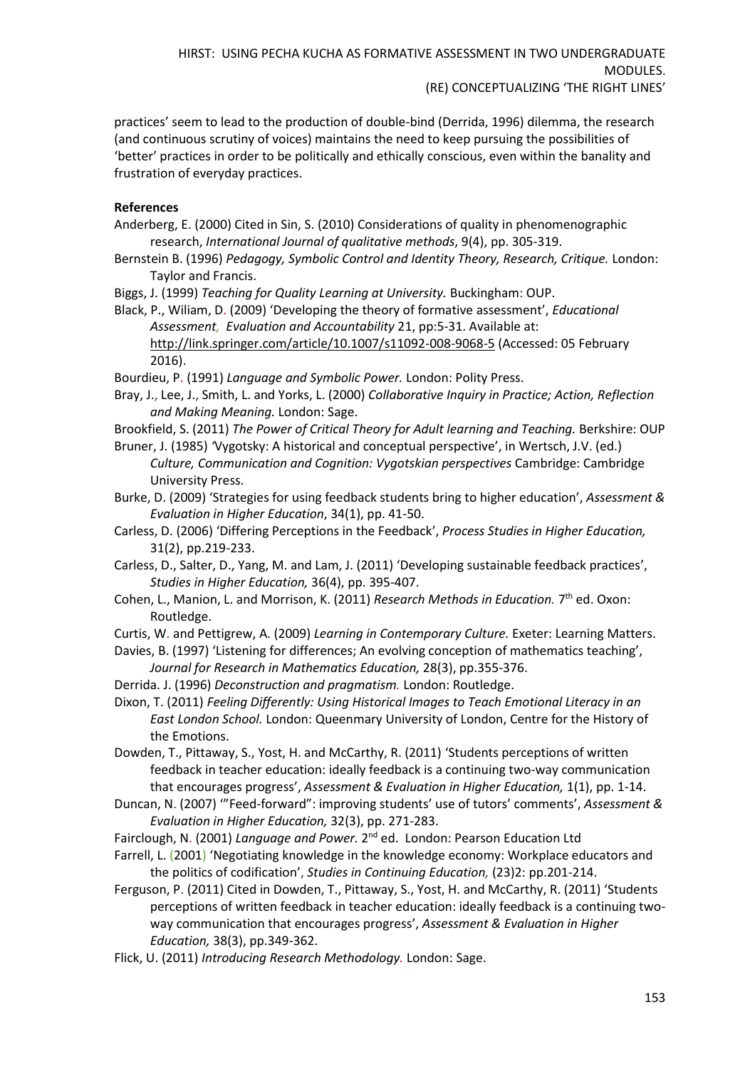practices' seem to lead to the production of double-bind (Derrida, 1996) dilemma, the research (and continuous scrutiny of voices) maintains the need to keep pursuing the possibilities of 'better' practices in order to be politically and ethically conscious, even within the banality and frustration of everyday practices.

**References**

Anderberg, E. (2000) Cited in Sin, S. (2010) Considerations of quality in phenomenographic research, *International Journal of qualitative methods*, 9(4), pp. 305-319.

Bernstein B. (1996) *Pedagogy, Symbolic Control and Identity Theory, Research, Critique.* London: Taylor and Francis.

Biggs, J. (1999) *Teaching for Quality Learning at University.* Buckingham: OUP.

Black, P., Wiliam, D. (2009) 'Developing the theory of formative assessment', *Educational Assessment, Evaluation and Accountability* 21, pp:5-31. Available at: http://link.springer.com/article/10.1007/s11092-008-9068-5 (Accessed: 05 February 2016).

Bourdieu, P. (1991) *Language and Symbolic Power.* London: Polity Press.

Bray, J., Lee, J., Smith, L. and Yorks, L. (2000) *Collaborative Inquiry in Practice; Action, Reflection and Making Meaning.* London: Sage.

Brookfield, S. (2011) *The Power of Critical Theory for Adult learning and Teaching.* Berkshire: OUP

Bruner, J. (1985) 'Vygotsky: A historical and conceptual perspective', in Wertsch, J.V. (ed.) *Culture, Communication and Cognition: Vygotskian perspectives* Cambridge: Cambridge University Press.

Burke, D. (2009) 'Strategies for using feedback students bring to higher education', *Assessment & Evaluation in Higher Education*, 34(1), pp. 41-50.

Carless, D. (2006) 'Differing Perceptions in the Feedback', *Process Studies in Higher Education,* 31(2), pp.219-233.

Carless, D., Salter, D., Yang, M. and Lam, J. (2011) 'Developing sustainable feedback practices', *Studies in Higher Education,* 36(4), pp. 395-407.

Cohen, L., Manion, L. and Morrison, K. (2011) *Research Methods in Education.* 7th ed. Oxon: Routledge.

Curtis, W. and Pettigrew, A. (2009) *Learning in Contemporary Culture.* Exeter: Learning Matters.

Davies, B. (1997) 'Listening for differences; An evolving conception of mathematics teaching', *Journal for Research in Mathematics Education,* 28(3), pp.355-376.

Derrida. J. (1996) *Deconstruction and pragmatism.* London: Routledge.

Dixon, T. (2011) *Feeling Differently: Using Historical Images to Teach Emotional Literacy in an East London School.* London: Queenmary University of London, Centre for the History of the Emotions.

Dowden, T., Pittaway, S., Yost, H. and McCarthy, R. (2011) 'Students perceptions of written feedback in teacher education: ideally feedback is a continuing two-way communication that encourages progress', *Assessment & Evaluation in Higher Education,* 1(1), pp. 1-14.

Duncan, N. (2007) '"Feed-forward": improving students' use of tutors' comments', *Assessment & Evaluation in Higher Education,* 32(3), pp. 271-283.

Fairclough, N. (2001) *Language and Power.* 2nd ed. London: Pearson Education Ltd

Farrell, L. (2001) 'Negotiating knowledge in the knowledge economy: Workplace educators and the politics of codification', *Studies in Continuing Education,* (23)2: pp.201-214.

Ferguson, P. (2011) Cited in Dowden, T., Pittaway, S., Yost, H. and McCarthy, R. (2011) 'Students perceptions of written feedback in teacher education: ideally feedback is a continuing two-way communication that encourages progress', *Assessment & Evaluation in Higher Education,* 38(3), pp.349-362.

Flick, U. (2011) *Introducing Research Methodology.* London: Sage.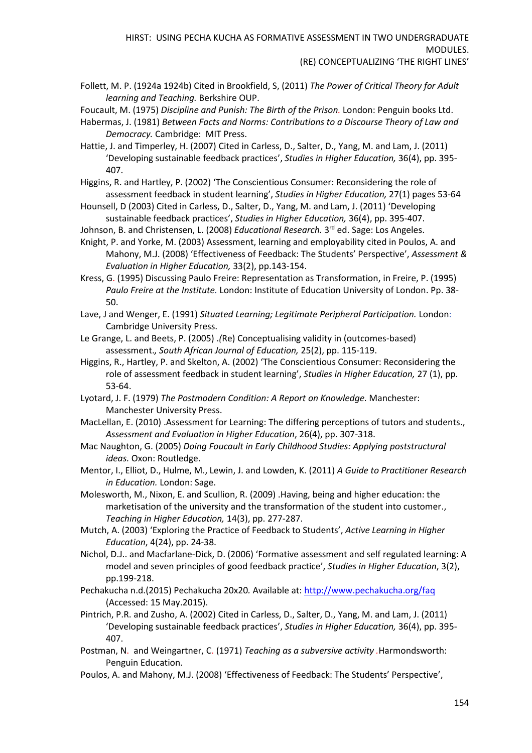Follett, M. P. (1924a 1924b) Cited in Brookfield, S, (2011) *The Power of Critical Theory for Adult learning and Teaching.* Berkshire OUP.

Foucault, M. (1975) *Discipline and Punish: The Birth of the Prison.* London: Penguin books Ltd.

Habermas, J. (1981) *Between Facts and Norms: Contributions to a Discourse Theory of Law and Democracy.* Cambridge: MIT Press.

Hattie, J. and Timperley, H. (2007) Cited in Carless, D., Salter, D., Yang, M. and Lam, J. (2011) 'Developing sustainable feedback practices', *Studies in Higher Education,* 36(4), pp. 395-407.

Higgins, R. and Hartley, P. (2002) 'The Conscientious Consumer: Reconsidering the role of assessment feedback in student learning', *Studies in Higher Education,* 27(1) pages 53-64

Hounsell, D (2003) Cited in Carless, D., Salter, D., Yang, M. and Lam, J. (2011) 'Developing sustainable feedback practices', *Studies in Higher Education,* 36(4), pp. 395-407.

Johnson, B. and Christensen, L. (2008) *Educational Research.* 3rd ed. Sage: Los Angeles.

Knight, P. and Yorke, M. (2003) Assessment, learning and employability cited in Poulos, A. and Mahony, M.J. (2008) 'Effectiveness of Feedback: The Students' Perspective', *Assessment & Evaluation in Higher Education,* 33(2), pp.143-154.

Kress, G. (1995) Discussing Paulo Freire: Representation as Transformation, in Freire, P. (1995) *Paulo Freire at the Institute.* London: Institute of Education University of London. Pp. 38-50.

Lave, J and Wenger, E. (1991) *Situated Learning; Legitimate Peripheral Participation.* London: Cambridge University Press.

Le Grange, L. and Beets, P. (2005) .*(*Re) Conceptualising validity in (outcomes-based) assessment.*, South African Journal of Education,* 25(2), pp. 115-119.

Higgins, R., Hartley, P. and Skelton, A. (2002) 'The Conscientious Consumer: Reconsidering the role of assessment feedback in student learning', *Studies in Higher Education,* 27 (1), pp. 53-64.

Lyotard, J. F. (1979) *The Postmodern Condition: A Report on Knowledge.* Manchester: Manchester University Press.

MacLellan, E. (2010) .Assessment for Learning: The differing perceptions of tutors and students., *Assessment and Evaluation in Higher Education*, 26(4), pp. 307-318.

Mac Naughton, G. (2005) *Doing Foucault in Early Childhood Studies: Applying poststructural ideas.* Oxon: Routledge.

Mentor, I., Elliot, D., Hulme, M., Lewin, J. and Lowden, K. (2011) *A Guide to Practitioner Research in Education.* London: Sage.

Molesworth, M., Nixon, E. and Scullion, R. (2009) .Having, being and higher education: the marketisation of the university and the transformation of the student into customer., *Teaching in Higher Education,* 14(3), pp. 277-287.

Mutch, A. (2003) 'Exploring the Practice of Feedback to Students', *Active Learning in Higher Education*, 4(24), pp. 24-38.

Nichol, D.J.. and Macfarlane-Dick, D. (2006) 'Formative assessment and self regulated learning: A model and seven principles of good feedback practice', *Studies in Higher Education*, 3(2), pp.199-218.

Pechakucha n.d.(2015) Pechakucha 20x20*.* Available at: http://www.pechakucha.org/faq (Accessed: 15 May.2015).

Pintrich, P.R. and Zusho, A. (2002) Cited in Carless, D., Salter, D., Yang, M. and Lam, J. (2011) 'Developing sustainable feedback practices', *Studies in Higher Education,* 36(4), pp. 395-407.

Postman, N. and Weingartner, C. (1971) *Teaching as a subversive activity* .Harmondsworth: Penguin Education.

Poulos, A. and Mahony, M.J. (2008) 'Effectiveness of Feedback: The Students' Perspective',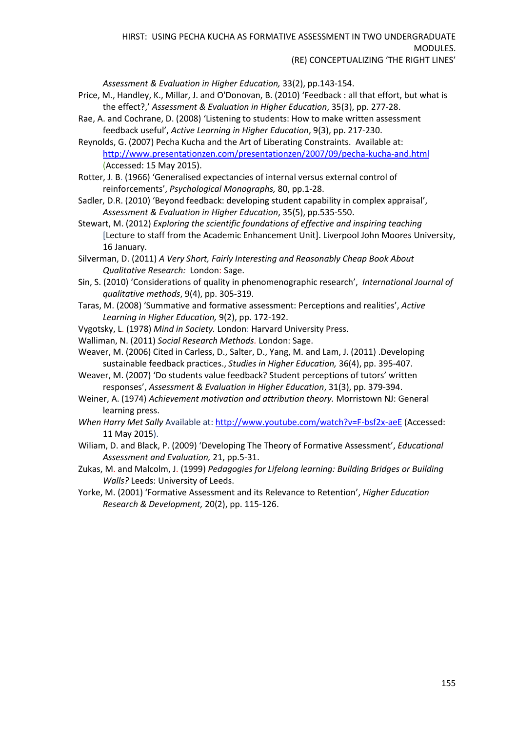*Assessment & Evaluation in Higher Education,* 33(2), pp.143-154.

Price, M., Handley, K., Millar, J. and O'Donovan, B. (2010) 'Feedback : all that effort, but what is the effect?,' *Assessment & Evaluation in Higher Education*, 35(3), pp. 277-28.

Rae, A. and Cochrane, D. (2008) 'Listening to students: How to make written assessment feedback useful', *Active Learning in Higher Education*, 9(3), pp. 217-230.

Reynolds, G. (2007) Pecha Kucha and the Art of Liberating Constraints. Available at: http://www.presentationzen.com/presentationzen/2007/09/pecha-kucha-and.html (Accessed: 15 May 2015).

Rotter, J. B. (1966) 'Generalised expectancies of internal versus external control of reinforcements', *Psychological Monographs,* 80, pp.1-28.

Sadler, D.R. (2010) 'Beyond feedback: developing student capability in complex appraisal', *Assessment & Evaluation in Higher Education*, 35(5), pp.535-550.

Stewart, M. (2012) *Exploring the scientific foundations of effective and inspiring teaching* [Lecture to staff from the Academic Enhancement Unit]. Liverpool John Moores University, 16 January.

Silverman, D. (2011) *A Very Short, Fairly Interesting and Reasonably Cheap Book About Qualitative Research:* London: Sage.

Sin, S. (2010) 'Considerations of quality in phenomenographic research', *International Journal of qualitative methods*, 9(4), pp. 305-319.

Taras, M. (2008) 'Summative and formative assessment: Perceptions and realities', *Active Learning in Higher Education,* 9(2), pp. 172-192.

Vygotsky, L. (1978) *Mind in Society.* London: Harvard University Press.

Walliman, N. (2011) *Social Research Methods.* London: Sage.

Weaver, M. (2006) Cited in Carless, D., Salter, D., Yang, M. and Lam, J. (2011) .Developing sustainable feedback practices., *Studies in Higher Education,* 36(4), pp. 395-407.

Weaver, M. (2007) 'Do students value feedback? Student perceptions of tutors' written responses', *Assessment & Evaluation in Higher Education*, 31(3), pp. 379-394.

Weiner, A. (1974) *Achievement motivation and attribution theory.* Morristown NJ: General learning press.

*When Harry Met Sally* Available at: http://www.youtube.com/watch?v=F-bsf2x-aeE (Accessed: 11 May 2015).

Wiliam, D. and Black, P. (2009) 'Developing The Theory of Formative Assessment', *Educational Assessment and Evaluation,* 21, pp.5-31.

Zukas, M. and Malcolm, J. (1999) *Pedagogies for Lifelong learning: Building Bridges or Building Walls?* Leeds: University of Leeds.

Yorke, M. (2001) 'Formative Assessment and its Relevance to Retention', *Higher Education Research & Development,* 20(2), pp. 115-126.